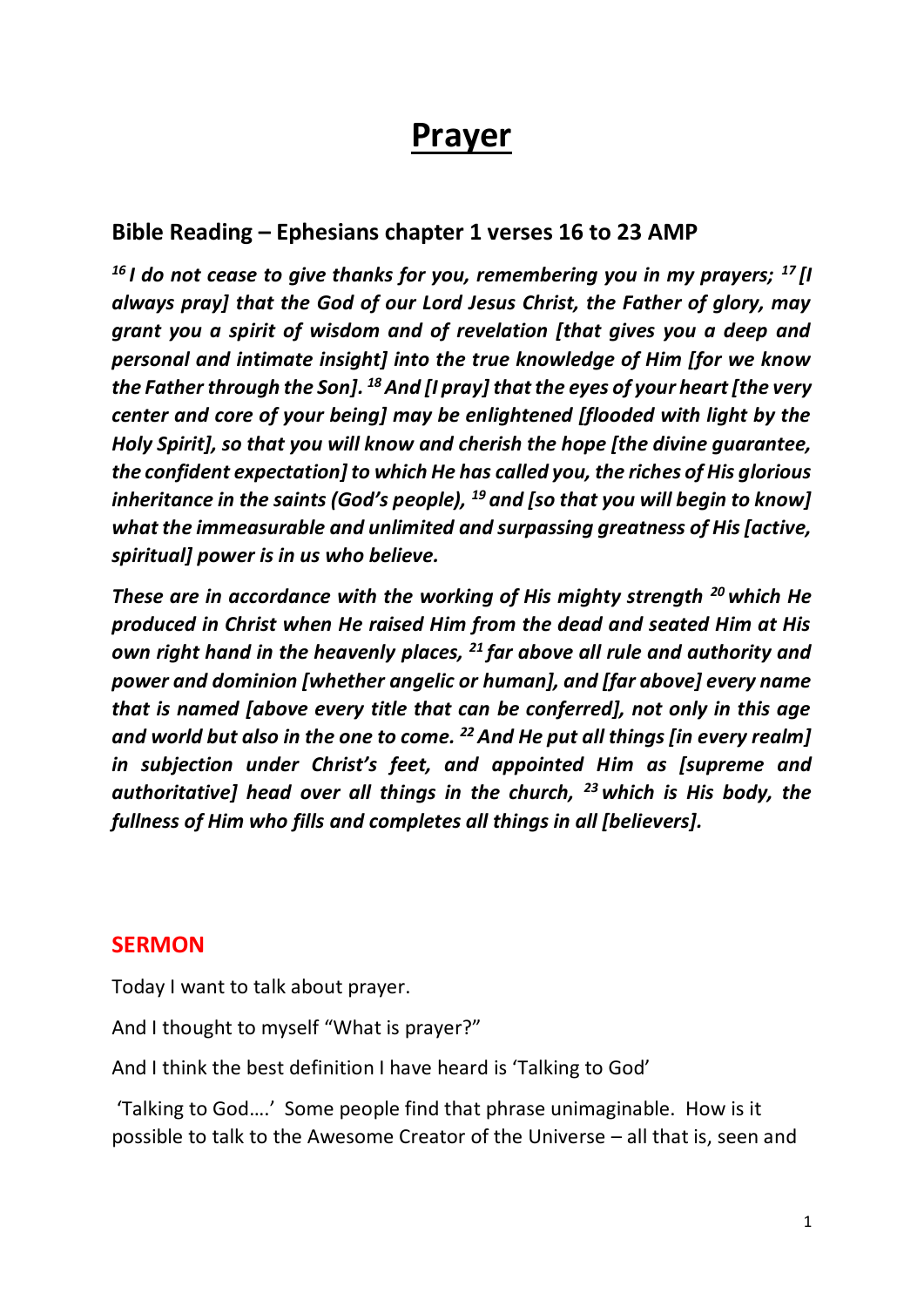# Prayer

## Bible Reading – Ephesians chapter 1 verses 16 to 23 AMP

***[16] I do not cease to give thanks for you, remembering you in my prayers; [17] [I always pray] that the God of our Lord Jesus Christ, the Father of glory, may grant you a spirit of wisdom and of revelation [that gives you a deep and personal and intimate insight] into the true knowledge of Him [for we know the Father through the Son]. [18] And [I pray] that the eyes of your heart [the very center and core of your being] may be enlightened [flooded with light by the Holy Spirit], so that you will know and cherish the hope [the divine guarantee, the confident expectation] to which He has called you, the riches of His glorious inheritance in the saints (God's people), [19] and [so that you will begin to know] what the immeasurable and unlimited and surpassing greatness of His [active, spiritual] power is in us who believe.***

***These are in accordance with the working of His mighty strength [20] which He produced in Christ when He raised Him from the dead and seated Him at His own right hand in the heavenly places, [21] far above all rule and authority and power and dominion [whether angelic or human], and [far above] every name that is named [above every title that can be conferred], not only in this age and world but also in the one to come. [22] And He put all things [in every realm] in subjection under Christ's feet, and appointed Him as [supreme and authoritative] head over all things in the church, [23] which is His body, the fullness of Him who fills and completes all things in all [believers].***

## SERMON

Today I want to talk about prayer.

And I thought to myself "What is prayer?"

And I think the best definition I have heard is 'Talking to God'

'Talking to God….' Some people find that phrase unimaginable. How is it possible to talk to the Awesome Creator of the Universe – all that is, seen and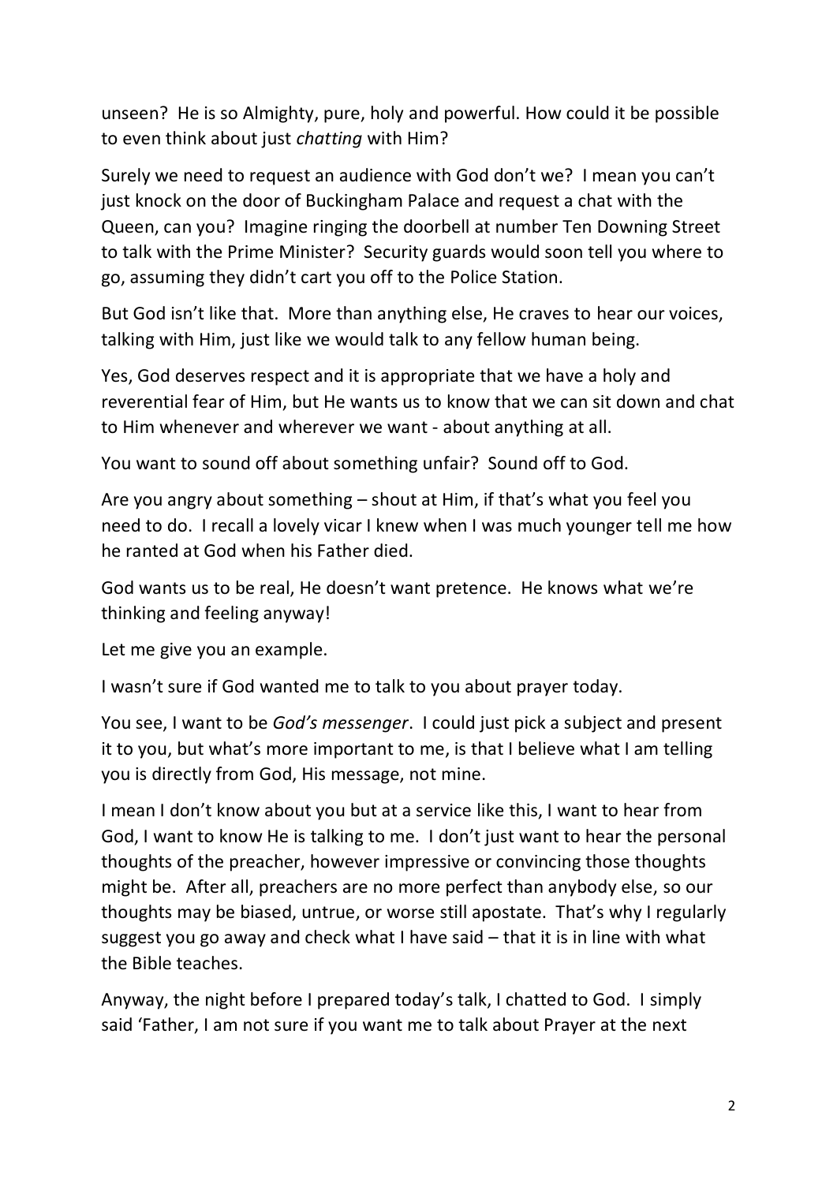unseen? He is so Almighty, pure, holy and powerful. How could it be possible to even think about just *chatting* with Him?

Surely we need to request an audience with God don't we? I mean you can't just knock on the door of Buckingham Palace and request a chat with the Queen, can you? Imagine ringing the doorbell at number Ten Downing Street to talk with the Prime Minister? Security guards would soon tell you where to go, assuming they didn't cart you off to the Police Station.

But God isn't like that. More than anything else, He craves to hear our voices, talking with Him, just like we would talk to any fellow human being.

Yes, God deserves respect and it is appropriate that we have a holy and reverential fear of Him, but He wants us to know that we can sit down and chat to Him whenever and wherever we want - about anything at all.

You want to sound off about something unfair? Sound off to God.

Are you angry about something – shout at Him, if that's what you feel you need to do. I recall a lovely vicar I knew when I was much younger tell me how he ranted at God when his Father died.

God wants us to be real, He doesn't want pretence. He knows what we're thinking and feeling anyway!

Let me give you an example.

I wasn't sure if God wanted me to talk to you about prayer today.

You see, I want to be *God's messenger*. I could just pick a subject and present it to you, but what's more important to me, is that I believe what I am telling you is directly from God, His message, not mine.

I mean I don't know about you but at a service like this, I want to hear from God, I want to know He is talking to me. I don't just want to hear the personal thoughts of the preacher, however impressive or convincing those thoughts might be. After all, preachers are no more perfect than anybody else, so our thoughts may be biased, untrue, or worse still apostate. That's why I regularly suggest you go away and check what I have said – that it is in line with what the Bible teaches.

Anyway, the night before I prepared today's talk, I chatted to God. I simply said 'Father, I am not sure if you want me to talk about Prayer at the next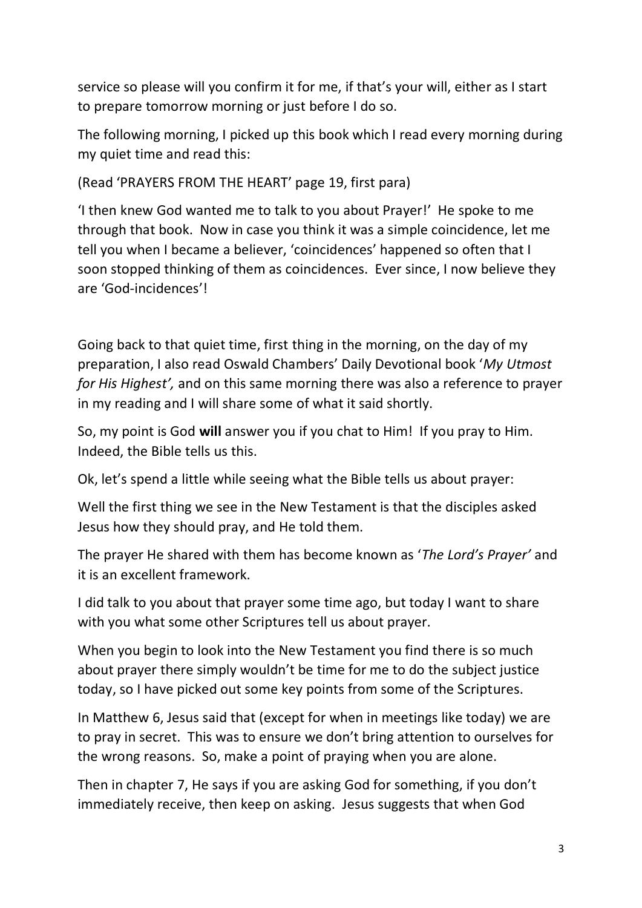service so please will you confirm it for me, if that's your will, either as I start to prepare tomorrow morning or just before I do so.

The following morning, I picked up this book which I read every morning during my quiet time and read this:

(Read 'PRAYERS FROM THE HEART' page 19, first para)

'I then knew God wanted me to talk to you about Prayer!' He spoke to me through that book. Now in case you think it was a simple coincidence, let me tell you when I became a believer, 'coincidences' happened so often that I soon stopped thinking of them as coincidences. Ever since, I now believe they are 'God-incidences'!

Going back to that quiet time, first thing in the morning, on the day of my preparation, I also read Oswald Chambers' Daily Devotional book '*My Utmost for His Highest',* and on this same morning there was also a reference to prayer in my reading and I will share some of what it said shortly.

So, my point is God **will** answer you if you chat to Him! If you pray to Him. Indeed, the Bible tells us this.

Ok, let's spend a little while seeing what the Bible tells us about prayer:

Well the first thing we see in the New Testament is that the disciples asked Jesus how they should pray, and He told them.

The prayer He shared with them has become known as '*The Lord's Prayer'* and it is an excellent framework.

I did talk to you about that prayer some time ago, but today I want to share with you what some other Scriptures tell us about prayer.

When you begin to look into the New Testament you find there is so much about prayer there simply wouldn't be time for me to do the subject justice today, so I have picked out some key points from some of the Scriptures.

In Matthew 6, Jesus said that (except for when in meetings like today) we are to pray in secret. This was to ensure we don't bring attention to ourselves for the wrong reasons. So, make a point of praying when you are alone.

Then in chapter 7, He says if you are asking God for something, if you don't immediately receive, then keep on asking. Jesus suggests that when God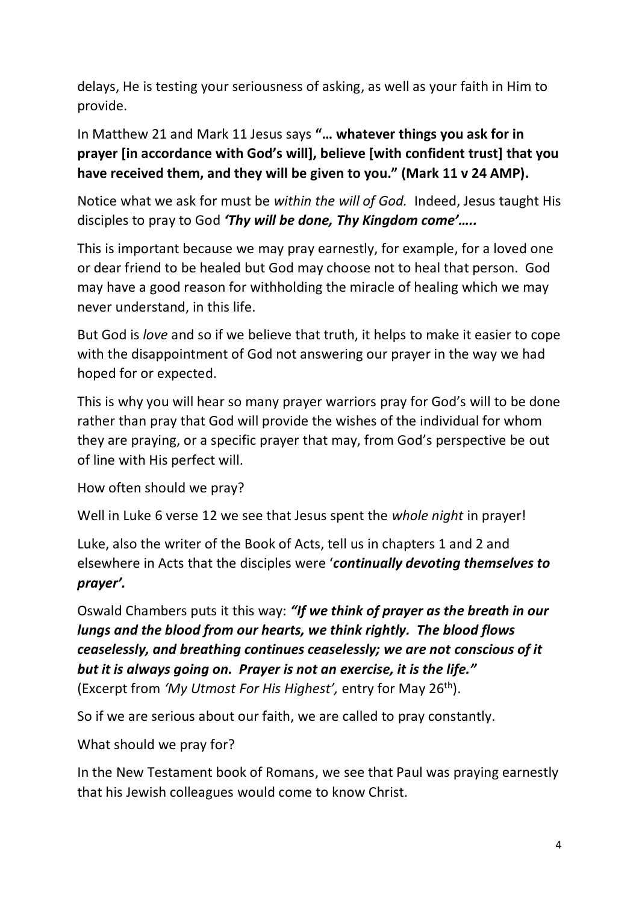delays, He is testing your seriousness of asking, as well as your faith in Him to provide.

In Matthew 21 and Mark 11 Jesus says **"… whatever things you ask for in prayer [in accordance with God's will], believe [with confident trust] that you have received them, and they will be given to you." (Mark 11 v 24 AMP).**

Notice what we ask for must be *within the will of God.* Indeed, Jesus taught His disciples to pray to God ***'Thy will be done, Thy Kingdom come'…..***

This is important because we may pray earnestly, for example, for a loved one or dear friend to be healed but God may choose not to heal that person. God may have a good reason for withholding the miracle of healing which we may never understand, in this life.

But God is *love* and so if we believe that truth, it helps to make it easier to cope with the disappointment of God not answering our prayer in the way we had hoped for or expected.

This is why you will hear so many prayer warriors pray for God's will to be done rather than pray that God will provide the wishes of the individual for whom they are praying, or a specific prayer that may, from God's perspective be out of line with His perfect will.

How often should we pray?

Well in Luke 6 verse 12 we see that Jesus spent the *whole night* in prayer!

Luke, also the writer of the Book of Acts, tell us in chapters 1 and 2 and elsewhere in Acts that the disciples were '***continually devoting themselves to prayer'.***

Oswald Chambers puts it this way: ***"If we think of prayer as the breath in our lungs and the blood from our hearts, we think rightly. The blood flows ceaselessly, and breathing continues ceaselessly; we are not conscious of it but it is always going on. Prayer is not an exercise, it is the life."*** (Excerpt from *'My Utmost For His Highest',* entry for May 26th).

So if we are serious about our faith, we are called to pray constantly.

What should we pray for?

In the New Testament book of Romans, we see that Paul was praying earnestly that his Jewish colleagues would come to know Christ.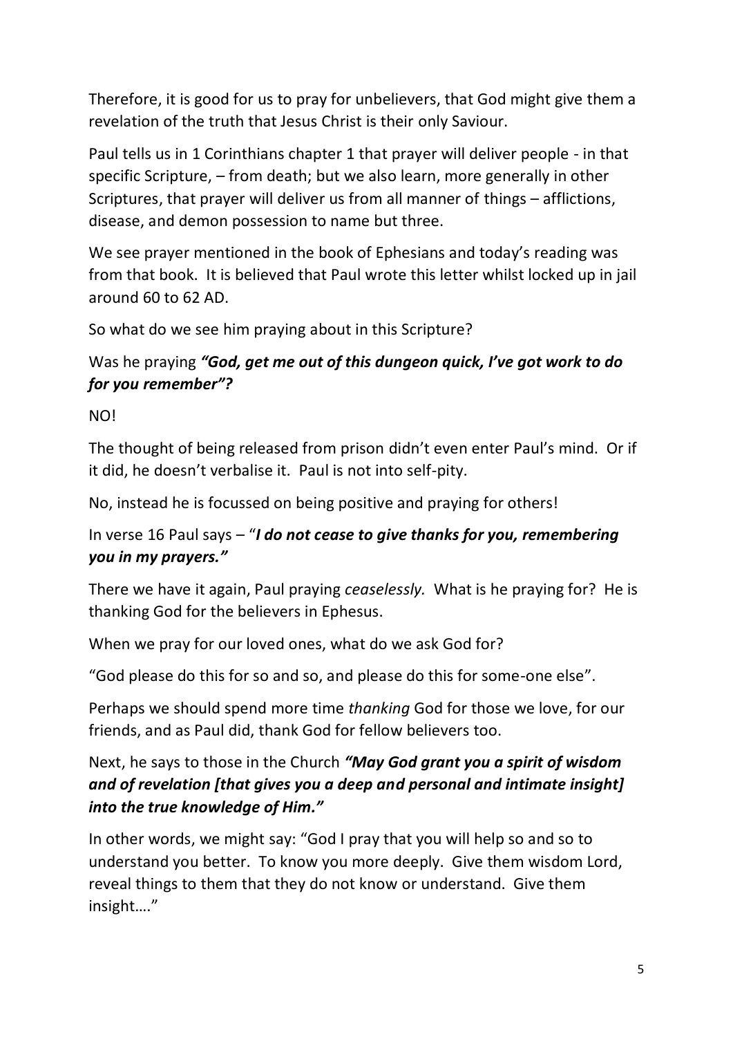Therefore, it is good for us to pray for unbelievers, that God might give them a revelation of the truth that Jesus Christ is their only Saviour.

Paul tells us in 1 Corinthians chapter 1 that prayer will deliver people - in that specific Scripture, – from death; but we also learn, more generally in other Scriptures, that prayer will deliver us from all manner of things – afflictions, disease, and demon possession to name but three.

We see prayer mentioned in the book of Ephesians and today's reading was from that book. It is believed that Paul wrote this letter whilst locked up in jail around 60 to 62 AD.

So what do we see him praying about in this Scripture?

Was he praying ***"God, get me out of this dungeon quick, I've got work to do for you remember"?***

NO!

The thought of being released from prison didn't even enter Paul's mind. Or if it did, he doesn't verbalise it. Paul is not into self-pity.

No, instead he is focussed on being positive and praying for others!

In verse 16 Paul says – "***I do not cease to give thanks for you, remembering you in my prayers."***

There we have it again, Paul praying *ceaselessly.* What is he praying for? He is thanking God for the believers in Ephesus.

When we pray for our loved ones, what do we ask God for?

"God please do this for so and so, and please do this for some-one else".

Perhaps we should spend more time *thanking* God for those we love, for our friends, and as Paul did, thank God for fellow believers too.

Next, he says to those in the Church ***"May God grant you a spirit of wisdom and of revelation [that gives you a deep and personal and intimate insight] into the true knowledge of Him."***

In other words, we might say: "God I pray that you will help so and so to understand you better. To know you more deeply. Give them wisdom Lord, reveal things to them that they do not know or understand. Give them insight…."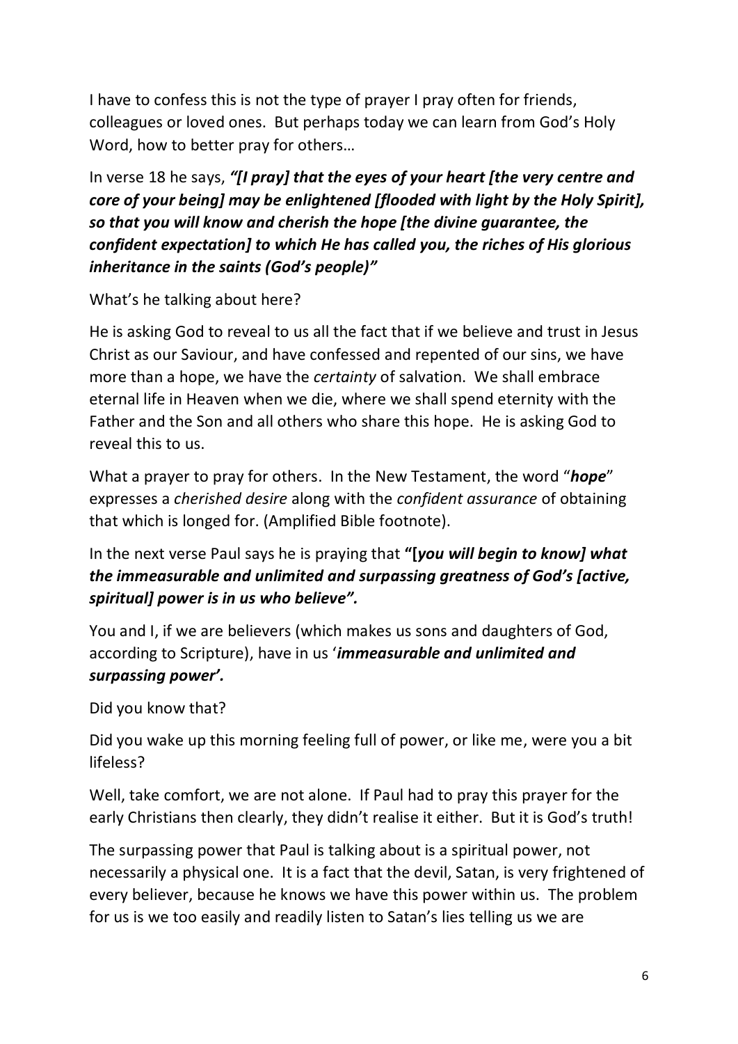I have to confess this is not the type of prayer I pray often for friends, colleagues or loved ones. But perhaps today we can learn from God's Holy Word, how to better pray for others…

In verse 18 he says, ***"[I pray] that the eyes of your heart [the very centre and core of your being] may be enlightened [flooded with light by the Holy Spirit], so that you will know and cherish the hope [the divine guarantee, the confident expectation] to which He has called you, the riches of His glorious inheritance in the saints (God's people)"***

What's he talking about here?

He is asking God to reveal to us all the fact that if we believe and trust in Jesus Christ as our Saviour, and have confessed and repented of our sins, we have more than a hope, we have the *certainty* of salvation. We shall embrace eternal life in Heaven when we die, where we shall spend eternity with the Father and the Son and all others who share this hope. He is asking God to reveal this to us.

What a prayer to pray for others. In the New Testament, the word "***hope***" expresses a *cherished desire* along with the *confident assurance* of obtaining that which is longed for. (Amplified Bible footnote).

In the next verse Paul says he is praying that **"[*you will begin to know] what the immeasurable and unlimited and surpassing greatness of God's [active, spiritual] power is in us who believe".***

You and I, if we are believers (which makes us sons and daughters of God, according to Scripture), have in us '***immeasurable and unlimited and surpassing power'.***

Did you know that?

Did you wake up this morning feeling full of power, or like me, were you a bit lifeless?

Well, take comfort, we are not alone. If Paul had to pray this prayer for the early Christians then clearly, they didn't realise it either. But it is God's truth!

The surpassing power that Paul is talking about is a spiritual power, not necessarily a physical one. It is a fact that the devil, Satan, is very frightened of every believer, because he knows we have this power within us. The problem for us is we too easily and readily listen to Satan's lies telling us we are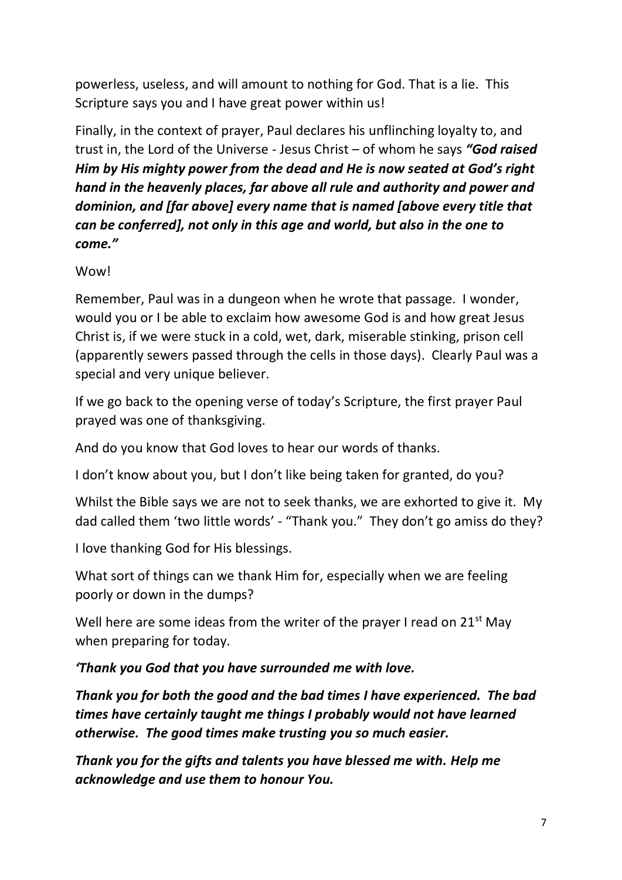powerless, useless, and will amount to nothing for God. That is a lie. This Scripture says you and I have great power within us!

Finally, in the context of prayer, Paul declares his unflinching loyalty to, and trust in, the Lord of the Universe - Jesus Christ – of whom he says ***"God raised Him by His mighty power from the dead and He is now seated at God's right hand in the heavenly places, far above all rule and authority and power and dominion, and [far above] every name that is named [above every title that can be conferred], not only in this age and world, but also in the one to come."***

Wow!

Remember, Paul was in a dungeon when he wrote that passage. I wonder, would you or I be able to exclaim how awesome God is and how great Jesus Christ is, if we were stuck in a cold, wet, dark, miserable stinking, prison cell (apparently sewers passed through the cells in those days). Clearly Paul was a special and very unique believer.

If we go back to the opening verse of today's Scripture, the first prayer Paul prayed was one of thanksgiving.

And do you know that God loves to hear our words of thanks.

I don't know about you, but I don't like being taken for granted, do you?

Whilst the Bible says we are not to seek thanks, we are exhorted to give it. My dad called them 'two little words' - "Thank you." They don't go amiss do they?

I love thanking God for His blessings.

What sort of things can we thank Him for, especially when we are feeling poorly or down in the dumps?

Well here are some ideas from the writer of the prayer I read on 21st May when preparing for today.

***'Thank you God that you have surrounded me with love.***

***Thank you for both the good and the bad times I have experienced. The bad times have certainly taught me things I probably would not have learned otherwise. The good times make trusting you so much easier.***

***Thank you for the gifts and talents you have blessed me with. Help me acknowledge and use them to honour You.***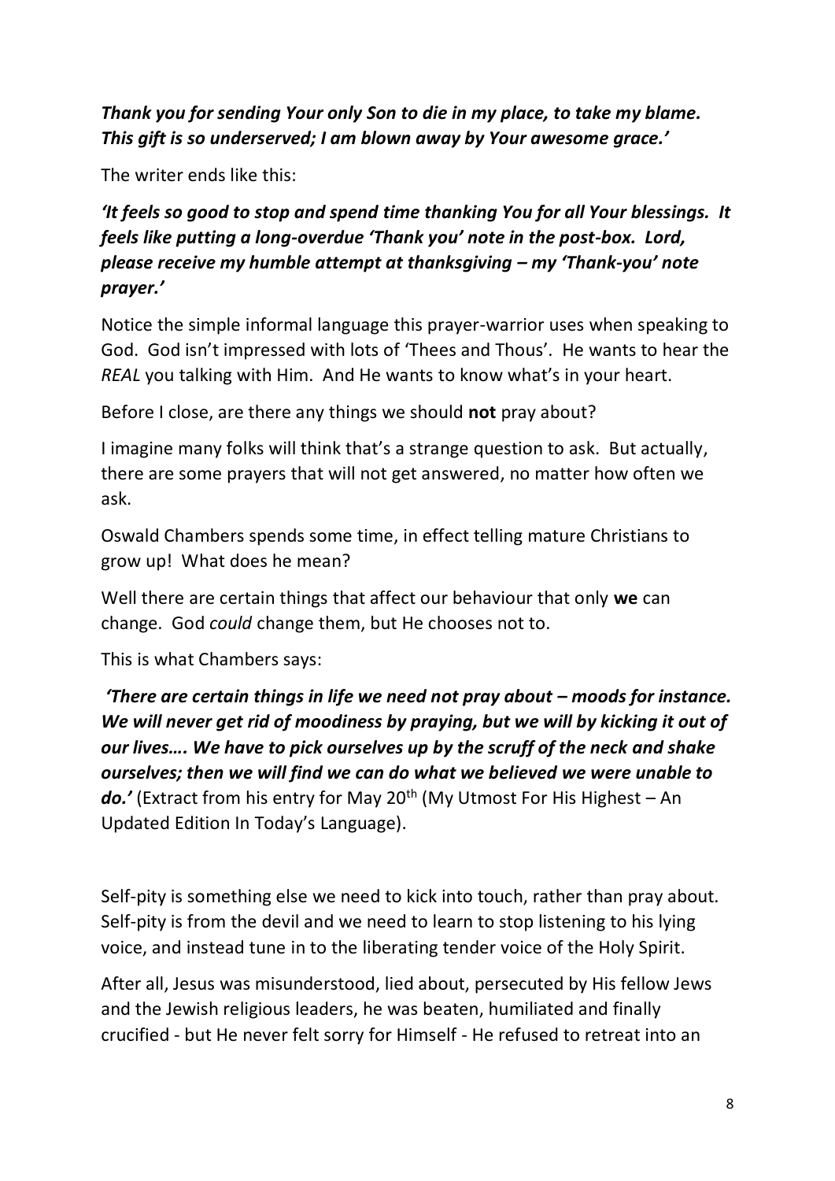***Thank you for sending Your only Son to die in my place, to take my blame. This gift is so underserved; I am blown away by Your awesome grace.'***

The writer ends like this:

***'It feels so good to stop and spend time thanking You for all Your blessings. It feels like putting a long-overdue 'Thank you' note in the post-box. Lord, please receive my humble attempt at thanksgiving – my 'Thank-you' note prayer.'***

Notice the simple informal language this prayer-warrior uses when speaking to God. God isn't impressed with lots of 'Thees and Thous'. He wants to hear the *REAL* you talking with Him. And He wants to know what's in your heart.

Before I close, are there any things we should **not** pray about?

I imagine many folks will think that's a strange question to ask. But actually, there are some prayers that will not get answered, no matter how often we ask.

Oswald Chambers spends some time, in effect telling mature Christians to grow up! What does he mean?

Well there are certain things that affect our behaviour that only **we** can change. God *could* change them, but He chooses not to.

This is what Chambers says:

***'There are certain things in life we need not pray about – moods for instance. We will never get rid of moodiness by praying, but we will by kicking it out of our lives…. We have to pick ourselves up by the scruff of the neck and shake ourselves; then we will find we can do what we believed we were unable to do.'*** (Extract from his entry for May 20th (My Utmost For His Highest – An Updated Edition In Today's Language).

Self-pity is something else we need to kick into touch, rather than pray about. Self-pity is from the devil and we need to learn to stop listening to his lying voice, and instead tune in to the liberating tender voice of the Holy Spirit.

After all, Jesus was misunderstood, lied about, persecuted by His fellow Jews and the Jewish religious leaders, he was beaten, humiliated and finally crucified - but He never felt sorry for Himself - He refused to retreat into an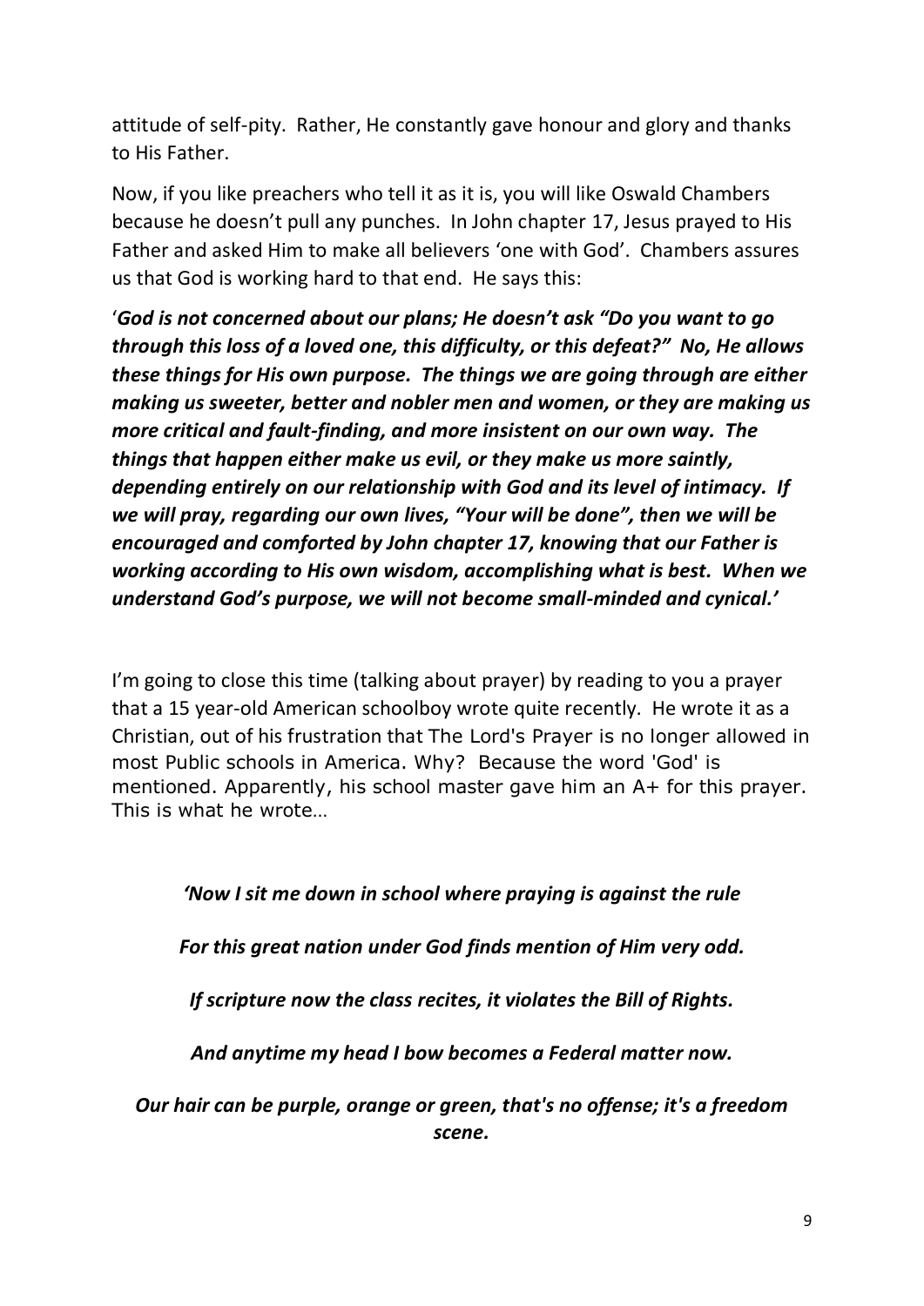attitude of self-pity. Rather, He constantly gave honour and glory and thanks to His Father.

Now, if you like preachers who tell it as it is, you will like Oswald Chambers because he doesn't pull any punches. In John chapter 17, Jesus prayed to His Father and asked Him to make all believers 'one with God'. Chambers assures us that God is working hard to that end. He says this:

'***God is not concerned about our plans; He doesn't ask "Do you want to go through this loss of a loved one, this difficulty, or this defeat?" No, He allows these things for His own purpose. The things we are going through are either making us sweeter, better and nobler men and women, or they are making us more critical and fault-finding, and more insistent on our own way. The things that happen either make us evil, or they make us more saintly, depending entirely on our relationship with God and its level of intimacy. If we will pray, regarding our own lives, "Your will be done", then we will be encouraged and comforted by John chapter 17, knowing that our Father is working according to His own wisdom, accomplishing what is best. When we understand God's purpose, we will not become small-minded and cynical.'***

I'm going to close this time (talking about prayer) by reading to you a prayer that a 15 year-old American schoolboy wrote quite recently. He wrote it as a Christian, out of his frustration that The Lord's Prayer is no longer allowed in most Public schools in America. Why? Because the word 'God' is mentioned. Apparently, his school master gave him an A+ for this prayer. This is what he wrote…

***'Now I sit me down in school where praying is against the rule***

***For this great nation under God finds mention of Him very odd.***

***If scripture now the class recites, it violates the Bill of Rights.***

***And anytime my head I bow becomes a Federal matter now.***

***Our hair can be purple, orange or green, that's no offense; it's a freedom scene.***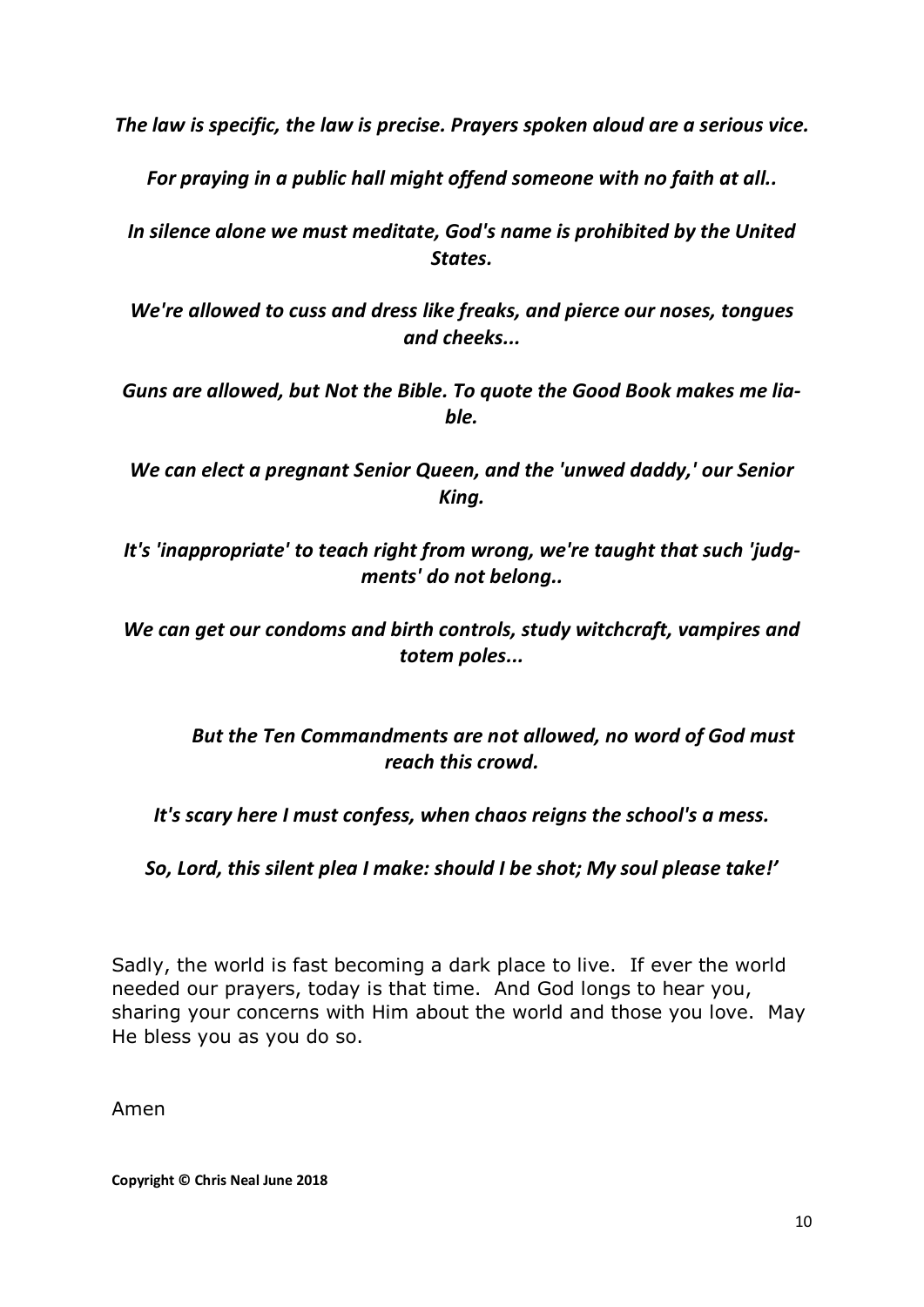*The law is specific, the law is precise. Prayers spoken aloud are a serious vice.*

*For praying in a public hall might offend someone with no faith at all..*

*In silence alone we must meditate, God's name is prohibited by the United States.*

*We're allowed to cuss and dress like freaks, and pierce our noses, tongues and cheeks...*

*Guns are allowed, but Not the Bible. To quote the Good Book makes me liable.*

*We can elect a pregnant Senior Queen, and the 'unwed daddy,' our Senior King.*

*It's 'inappropriate' to teach right from wrong, we're taught that such 'judgments' do not belong..*

*We can get our condoms and birth controls, study witchcraft, vampires and totem poles...*

*But the Ten Commandments are not allowed, no word of God must reach this crowd.*

*It's scary here I must confess, when chaos reigns the school's a mess.*

*So, Lord, this silent plea I make: should I be shot; My soul please take!'*

Sadly, the world is fast becoming a dark place to live. If ever the world needed our prayers, today is that time. And God longs to hear you, sharing your concerns with Him about the world and those you love. May He bless you as you do so.

Amen

**Copyright © Chris Neal June 2018**